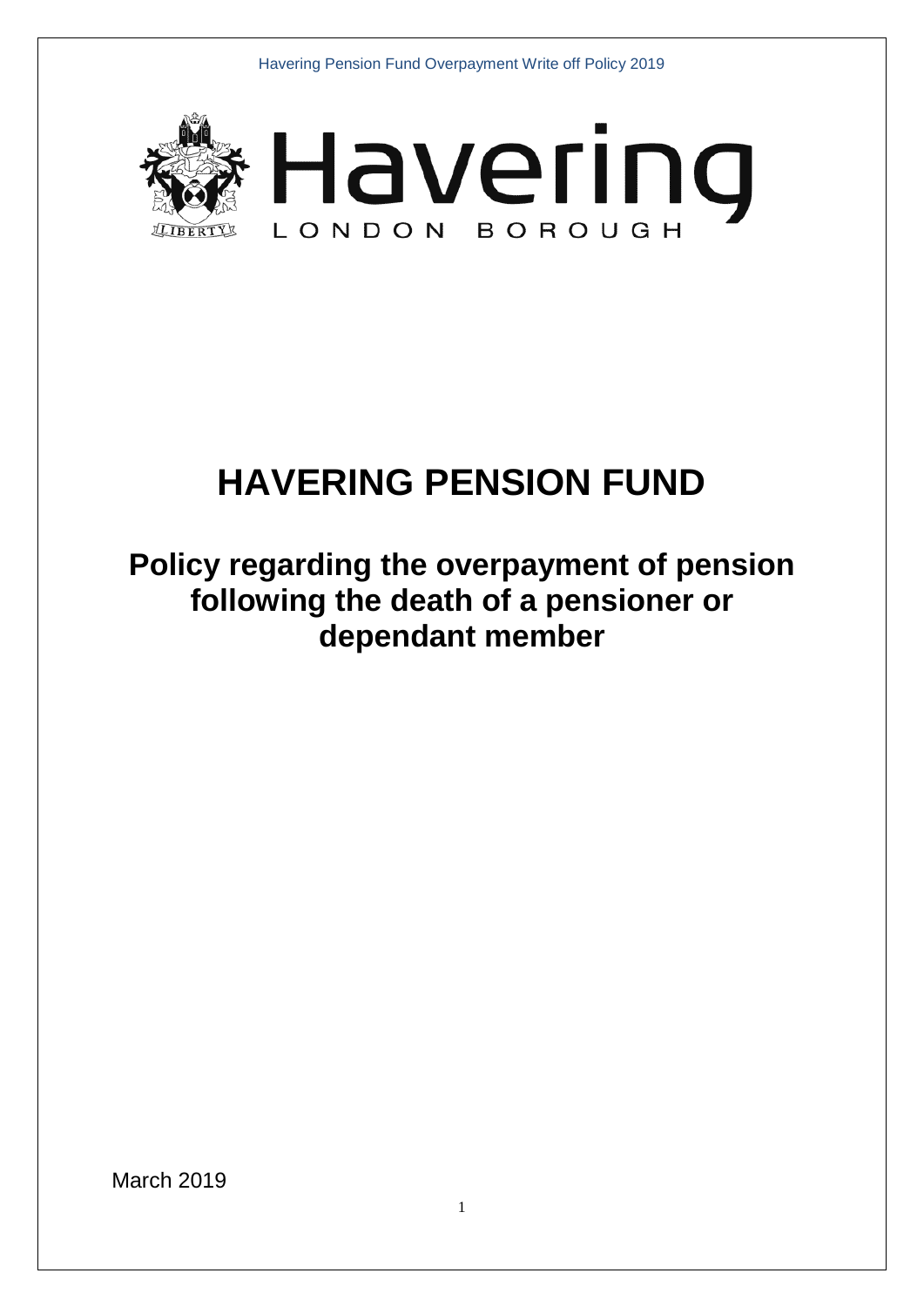# HAVERING PENSION FUND

## Policy regarding the overpayment of pension following the death of a pensioner or dependant member

March 2019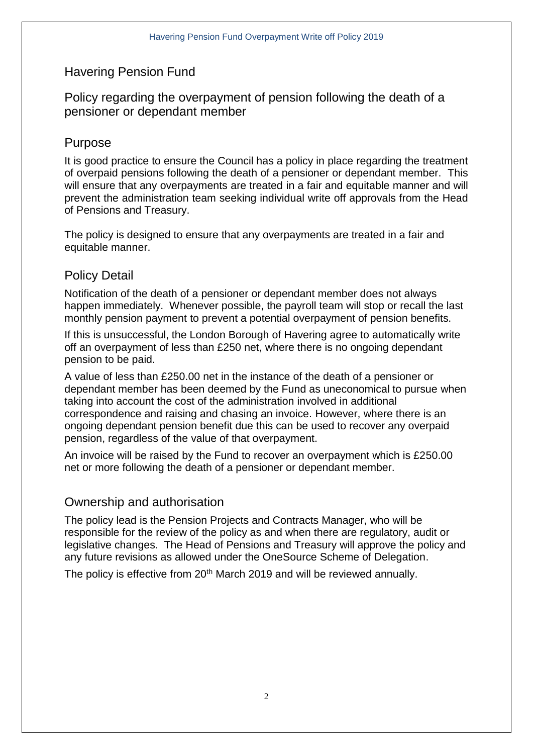# Havering Pension Fund

## Policy regarding the overpayment of pension following the death of a pensioner or dependant member

## Purpose

It is good practice to ensure the Council has a policy in place regarding the treatment of overpaid pensions following the death of a pensioner or dependant member. This will ensure that any overpayments are treated in a fair and equitable manner and will prevent the administration team seeking individual write off approvals from the Head of Pensions and Treasury.

The policy is designed to ensure that any overpayments are treated in a fair and equitable manner.

## Policy Detail

Notification of the death of a pensioner or dependant member does not always happen immediately. Whenever possible, the payroll team will stop or recall the last monthly pension payment to prevent a potential overpayment of pension benefits.

If this is unsuccessful, the London Borough of Havering agree to automatically write off an overpayment of less than £250 net, where there is no ongoing dependant pension to be paid.

A value of less than £250.00 net in the instance of the death of a pensioner or dependant member has been deemed by the Fund as uneconomical to pursue when taking into account the cost of the administration involved in additional correspondence and raising and chasing an invoice. However, where there is an ongoing dependant pension benefit due this can be used to recover any overpaid pension, regardless of the value of that overpayment.

An invoice will be raised by the Fund to recover an overpayment which is £250.00 net or more following the death of a pensioner or dependant member.

## Ownership and authorisation

The policy lead is the Pension Projects and Contracts Manager, who will be responsible for the review of the policy as and when there are regulatory, audit or legislative changes. The Head of Pensions and Treasury will approve the policy and any future revisions as allowed under the OneSource Scheme of Delegation.

The policy is effective from 20th March 2019 and will be reviewed annually.